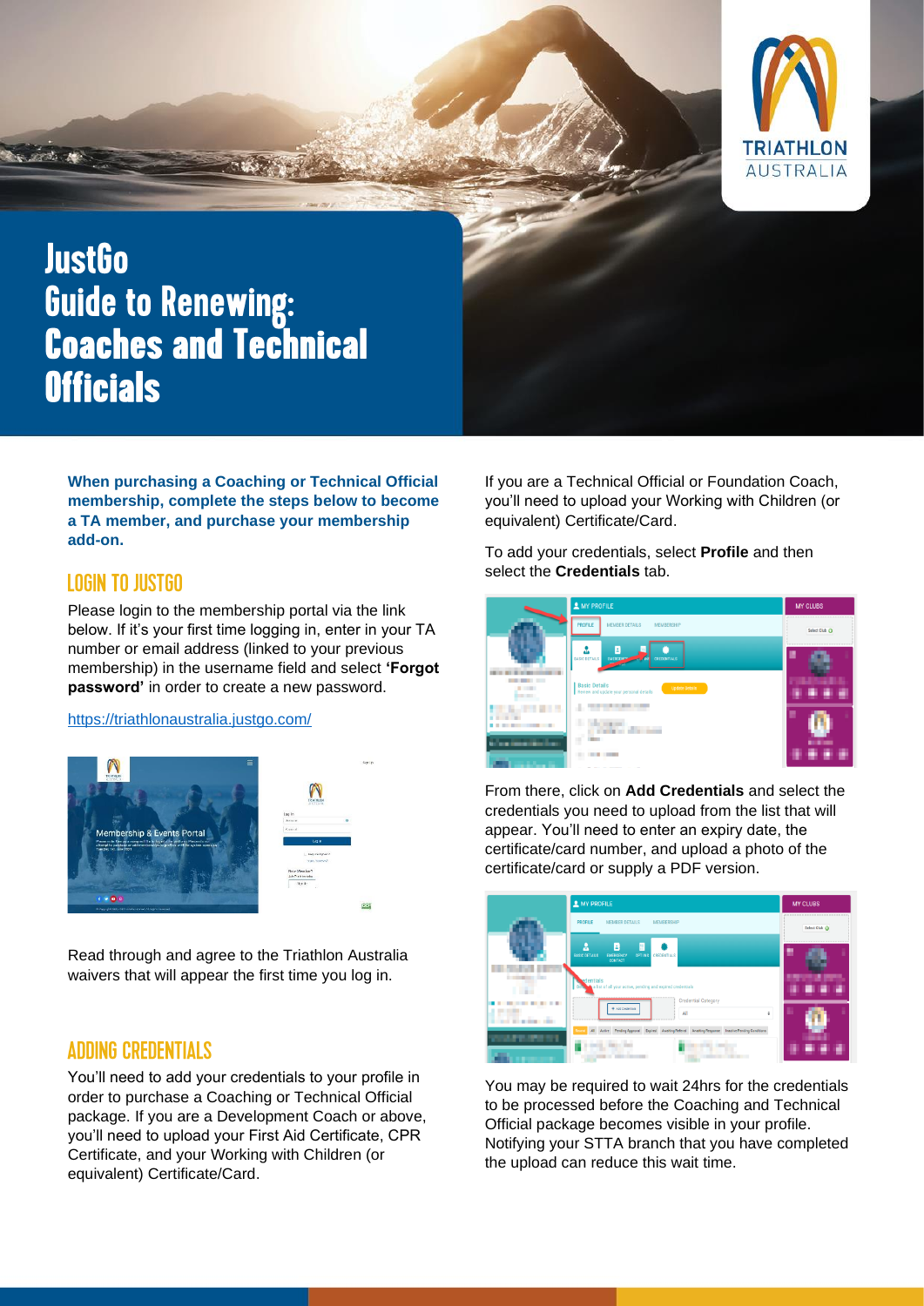# JustGo Guide to Renewing: Coaches and Technical Officials

**When purchasing a Coaching or Technical Official membership, complete the steps below to become a TA member, and purchase your membership add-on.**

## LOGIN TO JUSTGO

Please login to the membership portal via the link below. If it's your first time logging in, enter in your TA number or email address (linked to your previous membership) in the username field and select **'Forgot password'** in order to create a new password.

https://triathlonaustralia.justgo.com/

Read through and agree to the Triathlon Australia waivers that will appear the first time you log in.

## ADDING CREDENTIALS

You'll need to add your credentials to your profile in order to purchase a Coaching or Technical Official package. If you are a Development Coach or above, you'll need to upload your First Aid Certificate, CPR Certificate, and your Working with Children (or equivalent) Certificate/Card.

If you are a Technical Official or Foundation Coach, you'll need to upload your Working with Children (or equivalent) Certificate/Card.

To add your credentials, select **Profile** and then select the **Credentials** tab.

From there, click on **Add Credentials** and select the credentials you need to upload from the list that will appear. You'll need to enter an expiry date, the certificate/card number, and upload a photo of the certificate/card or supply a PDF version.

You may be required to wait 24hrs for the credentials to be processed before the Coaching and Technical Official package becomes visible in your profile. Notifying your STTA branch that you have completed the upload can reduce this wait time.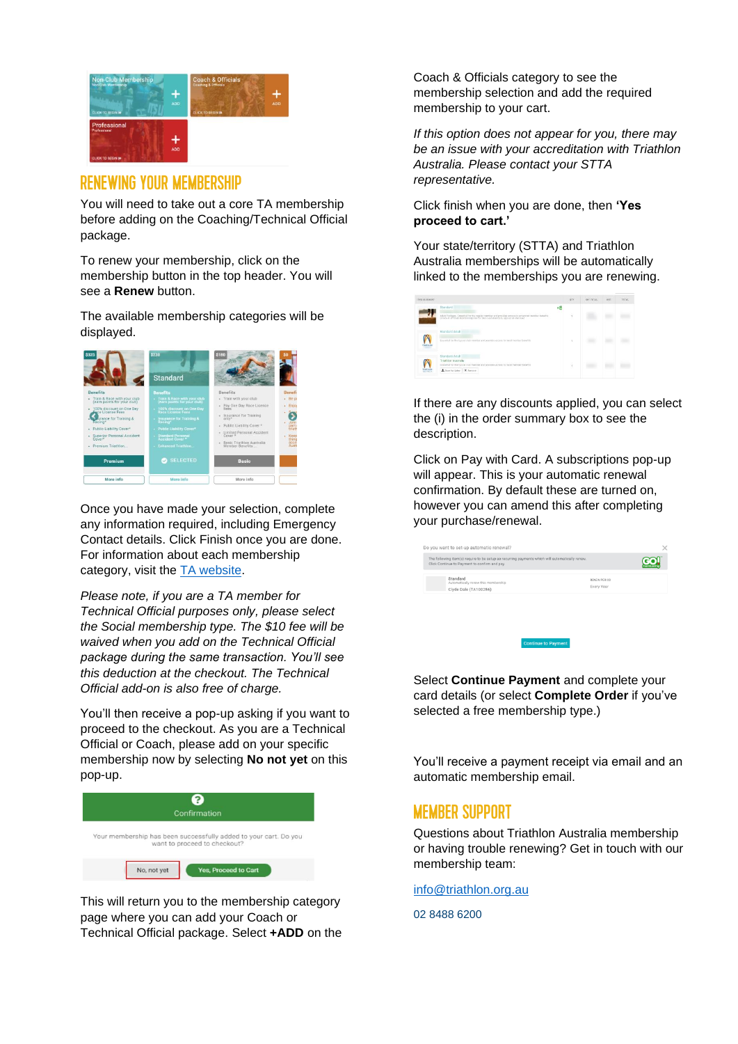## RENEWING YOUR MEMBERSHIP

You will need to take out a core TA membership before adding on the Coaching/Technical Official package.

To renew your membership, click on the membership button in the top header. You will see a **Renew** button.

The available membership categories will be displayed.

Once you have made your selection, complete any information required, including Emergency Contact details. Click Finish once you are done. For information about each membership category, visit the TA website.

*Please note, if you are a TA member for Technical Official purposes only, please select the Social membership type. The $10 fee will be waived when you add on the Technical Official package during the same transaction. You'll see this deduction at the checkout. The Technical Official add-on is also free of charge.*

You'll then receive a pop-up asking if you want to proceed to the checkout. As you are a Technical Official or Coach, please add on your specific membership now by selecting **No not yet** on this pop-up.

This will return you to the membership category page where you can add your Coach or Technical Official package. Select **+ADD** on the Coach & Officials category to see the membership selection and add the required membership to your cart.

*If this option does not appear for you, there may be an issue with your accreditation with Triathlon Australia. Please contact your STTA representative.*

Click finish when you are done, then **'Yes proceed to cart.'**

Your state/territory (STTA) and Triathlon Australia memberships will be automatically linked to the memberships you are renewing.

If there are any discounts applied, you can select the (i) in the order summary box to see the description.

Click on Pay with Card. A subscriptions pop-up will appear. This is your automatic renewal confirmation. By default these are turned on, however you can amend this after completing your purchase/renewal.

Select **Continue Payment** and complete your card details (or select **Complete Order** if you've selected a free membership type.)

You'll receive a payment receipt via email and an automatic membership email.

## MEMBER SUPPORT

Questions about Triathlon Australia membership or having trouble renewing? Get in touch with our membership team:

info@triathlon.org.au

02 8488 6200